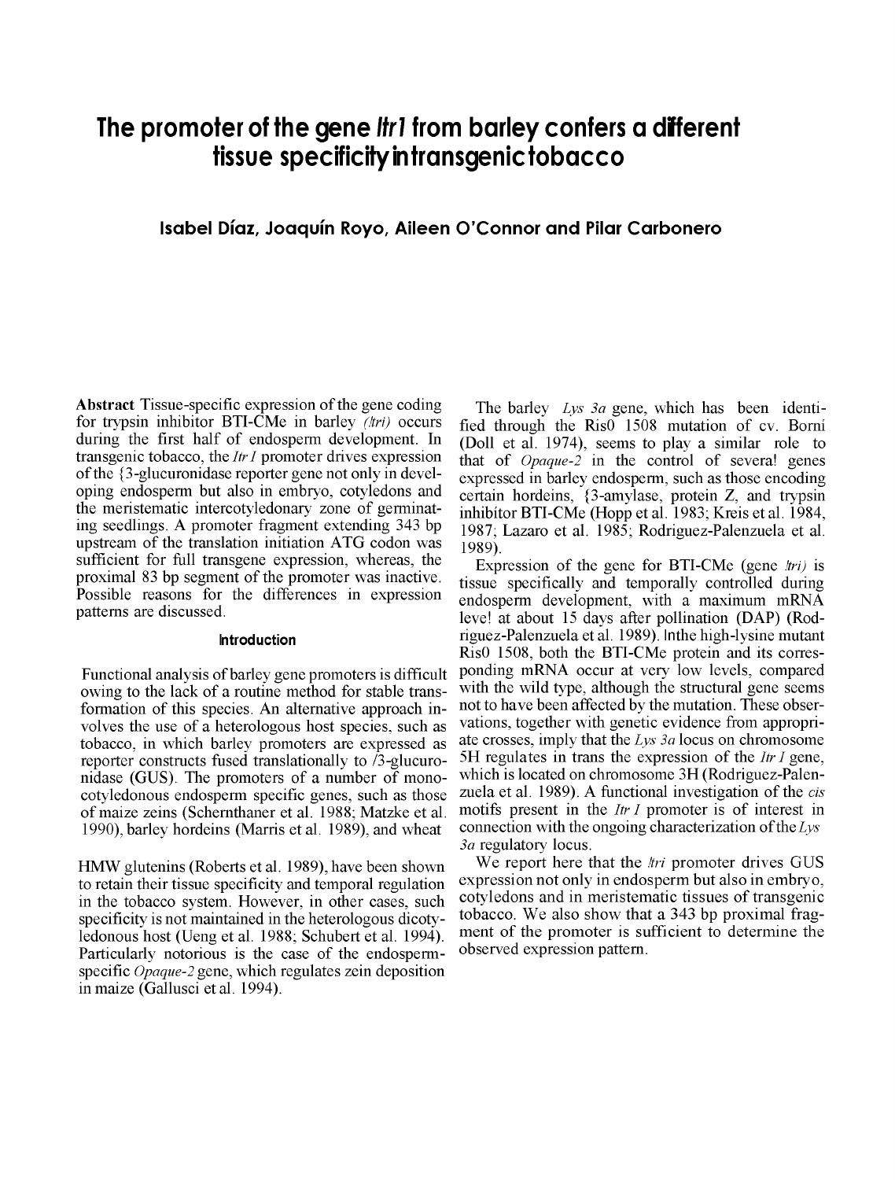# The promoter of the gene *Itr1* from barley confers a different tissue specificity in transgenic tobacco

**Isabel Díaz, Joaquín Royo, Aileen O'Connor and Pilar Carbonero**

**Abstract** Tissue-specific expression of the gene coding for trypsin inhibitor BTI-CMe in barley *(Itri)* occurs during the first half of endosperm development. In transgenic tobacco, the *Itr1* promoter drives expression of the {3-glucuronidase reporter gene not only in developing endosperm but also in embryo, cotyledons and the meristematic intercotyledonary zone of germinating seedlings. A promoter fragment extending 343 bp upstream of the translation initiation ATG codon was sufficient for full transgene expression, whereas, the proximal 83 bp segment of the promoter was inactive. Possible reasons for the differences in expression patterns are discussed.

## Introduction

Functional analysis of barley gene promoters is difficult owing to the lack of a routine method for stable transformation of this species. An alternative approach involves the use of a heterologous host species, such as tobacco, in which barley promoters are expressed as reporter constructs fused translationally to /3-glucuronidase (GUS). The promoters of a number of monocotyledonous endosperm specific genes, such as those of maize zeins (Schernthaner et al. 1988; Matzke et al. 1990), barley hordeins (Marris et al. 1989), and wheat HMW glutenins (Roberts et al. 1989), have been shown to retain their tissue specificity and temporal regulation in the tobacco system. However, in other cases, such specificity is not maintained in the heterologous dicotyledonous host (Ueng et al. 1988; Schubert et al. 1994). Particularly notorious is the case of the endosperm-specific *Opaque-2* gene, which regulates zein deposition in maize (Gallusci et al. 1994).

The barley *Lys 3a* gene, which has been identified through the Ris0 1508 mutation of cv. Borní (Doll et al. 1974), seems to play a similar role to that of *Opaque-2* in the control of severa! genes expressed in barley endosperm, such as those encoding certain hordeins, {3-amylase, protein Z, and trypsin inhibitor BTI-CMe (Hopp et al. 1983; Kreis et al. 1984, 1987; Lazaro et al. 1985; Rodriguez-Palenzuela et al. 1989).

Expression of the gene for BTI-CMe (gene *Itri)* is tissue specifically and temporally controlled during endosperm development, with a maximum mRNA leve! at about 15 days after pollination (DAP) (Rodriguez-Palenzuela et al. 1989). Inthe high-lysine mutant Ris0 1508, both the BTI-CMe protein and its corresponding mRNA occur at very low levels, compared with the wild type, although the structural gene seems not to have been affected by the mutation. These observations, together with genetic evidence from appropriate crosses, imply that the *Lys 3a* locus on chromosome 5H regulates in trans the expression of the *Itr 1* gene, which is located on chromosome 3H (Rodriguez-Palenzuela et al. 1989). A functional investigation of the *cis* motifs present in the *Itr 1* promoter is of interest in connection with the ongoing characterization of the *Lys 3a* regulatory locus.

We report here that the *Itri* promoter drives GUS expression not only in endosperm but also in embryo, cotyledons and in meristematic tissues of transgenic tobacco. We also show that a 343 bp proximal fragment of the promoter is sufficient to determine the observed expression pattern.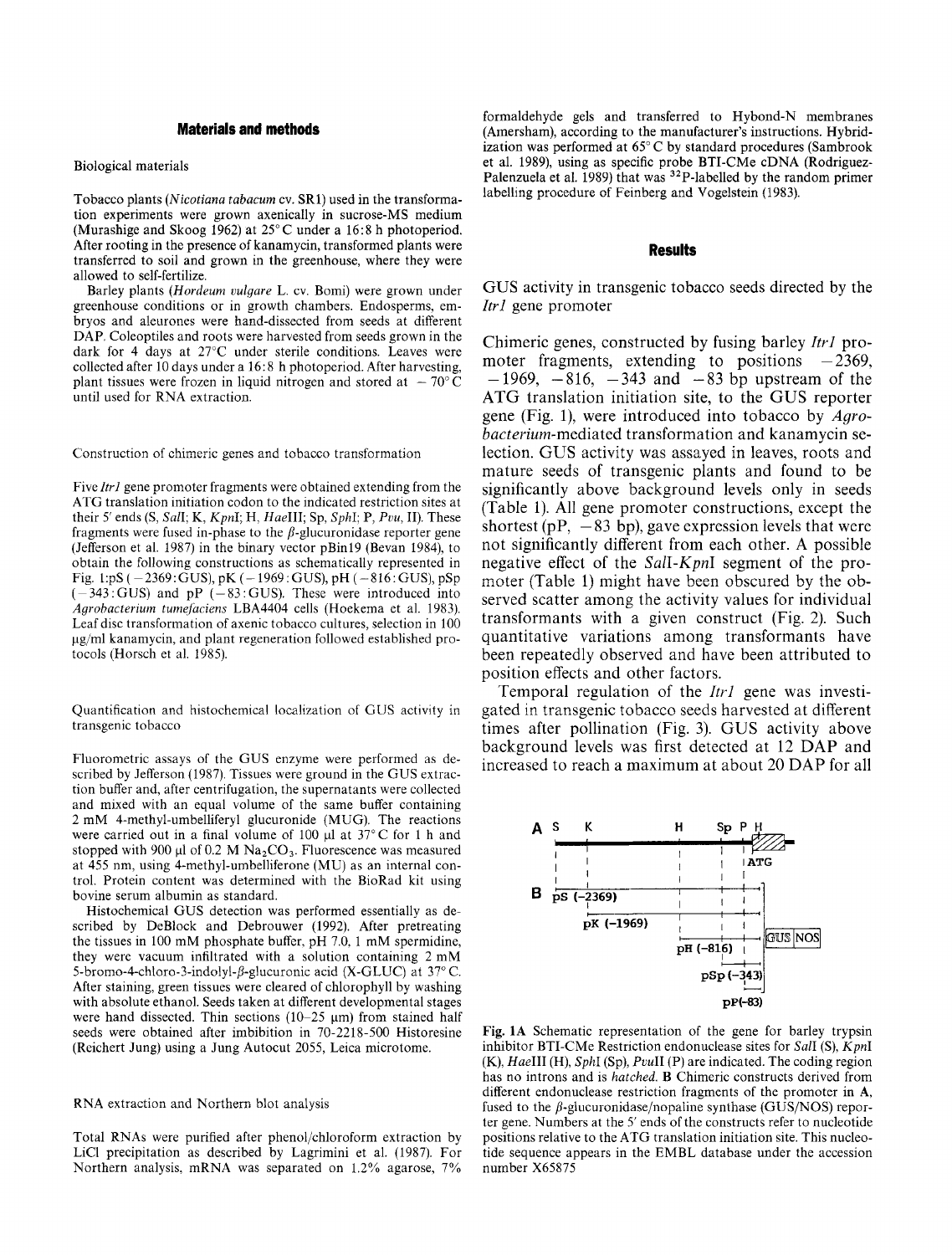## Materials and methods

### Biological materials

Tobacco plants (*Nicotiana tabacum* cv. SR1) used in the transformation experiments were grown axenically in sucrose-MS medium (Murashige and Skoog 1962) at 25° C under a 16:8 h photoperiod. After rooting in the presence of kanamycin, transformed plants were transferred to soil and grown in the greenhouse, where they were allowed to self-fertilize.

Barley plants (*Hordeum vulgare* L. cv. Bomi) were grown under greenhouse conditions or in growth chambers. Endosperms, embryos and aleurones were hand-dissected from seeds at different DAP. Coleoptiles and roots were harvested from seeds grown in the dark for 4 days at 27°C under sterile conditions. Leaves were collected after 10 days under a 16:8 h photoperiod. After harvesting, plant tissues were frozen in liquid nitrogen and stored at −70° C until used for RNA extraction.

### Construction of chimeric genes and tobacco transformation

Five *Itr1* gene promoter fragments were obtained extending from the ATG translation initiation codon to the indicated restriction sites at their 5′ ends (S, *Sal*I; K, *Kpn*I; H, *Hae*III; Sp, *Sph*I; P, *Pvu*, II). These fragments were fused in-phase to the β-glucuronidase reporter gene (Jefferson et al. 1987) in the binary vector pBin19 (Bevan 1984), to obtain the following constructions as schematically represented in Fig. 1:pS (−2369:GUS), pK (−1969:GUS), pH (−816:GUS), pSp (−343:GUS) and pP (−83:GUS). These were introduced into *Agrobacterium tumefaciens* LBA4404 cells (Hoekema et al. 1983). Leaf disc transformation of axenic tobacco cultures, selection in 100 μg/ml kanamycin, and plant regeneration followed established protocols (Horsch et al. 1985).

### Quantification and histochemical localization of GUS activity in transgenic tobacco

Fluorometric assays of the GUS enzyme were performed as described by Jefferson (1987). Tissues were ground in the GUS extraction buffer and, after centrifugation, the supernatants were collected and mixed with an equal volume of the same buffer containing 2 mM 4-methyl-umbelliferyl glucuronide (MUG). The reactions were carried out in a final volume of 100 μl at 37° C for 1 h and stopped with 900 μl of 0.2 M $Na_2CO_3$. Fluorescence was measured at 455 nm, using 4-methyl-umbelliferone (MU) as an internal control. Protein content was determined with the BioRad kit using bovine serum albumin as standard.

Histochemical GUS detection was performed essentially as described by DeBlock and Debrouwer (1992). After pretreating the tissues in 100 mM phosphate buffer, pH 7.0, 1 mM spermidine, they were vacuum infiltrated with a solution containing 2 mM 5-bromo-4-chloro-3-indolyl-β-glucuronic acid (X-GLUC) at 37° C. After staining, green tissues were cleared of chlorophyll by washing with absolute ethanol. Seeds taken at different developmental stages were hand dissected. Thin sections (10–25 μm) from stained half seeds were obtained after imbibition in 70-2218-500 Historesine (Reichert Jung) using a Jung Autocut 2055, Leica microtome.

### RNA extraction and Northern blot analysis

Total RNAs were purified after phenol/chloroform extraction by LiCl precipitation as described by Lagrimini et al. (1987). For Northern analysis, mRNA was separated on 1.2% agarose, 7% formaldehyde gels and transferred to Hybond-N membranes (Amersham), according to the manufacturer's instructions. Hybridization was performed at 65° C by standard procedures (Sambrook et al. 1989), using as specific probe BTI-CMe cDNA (Rodriguez-Palenzuela et al. 1989) that was $^{32}$P-labelled by the random primer labelling procedure of Feinberg and Vogelstein (1983).

## Results

### GUS activity in transgenic tobacco seeds directed by the *Itr1* gene promoter

Chimeric genes, constructed by fusing barley *Itr1* promoter fragments, extending to positions −2369, −1969, −816, −343 and −83 bp upstream of the ATG translation initiation site, to the GUS reporter gene (Fig. 1), were introduced into tobacco by *Agrobacterium*-mediated transformation and kanamycin selection. GUS activity was assayed in leaves, roots and mature seeds of transgenic plants and found to be significantly above background levels only in seeds (Table 1). All gene promoter constructions, except the shortest (pP, −83 bp), gave expression levels that were not significantly different from each other. A possible negative effect of the *Sal*I-*Kpn*I segment of the promoter (Table 1) might have been obscured by the observed scatter among the activity values for individual transformants with a given construct (Fig. 2). Such quantitative variations among transformants have been repeatedly observed and have been attributed to position effects and other factors.

Temporal regulation of the *Itr1* gene was investigated in transgenic tobacco seeds harvested at different times after pollination (Fig. 3). GUS activity above background levels was first detected at 12 DAP and increased to reach a maximum at about 20 DAP for all

**Fig. 1A** Schematic representation of the gene for barley trypsin inhibitor BTI-CMe Restriction endonuclease sites for *Sal*I (S), *Kpn*I (K), *Hae*III (H), *Sph*I (Sp), *Pvu*II (P) are indicated. The coding region has no introns and is *hatched*. **B** Chimeric constructs derived from different endonuclease restriction fragments of the promoter in **A**, fused to the β-glucuronidase/nopaline synthase (GUS/NOS) reporter gene. Numbers at the 5′ ends of the constructs refer to nucleotide positions relative to the ATG translation initiation site. This nucleotide sequence appears in the EMBL database under the accession number X65875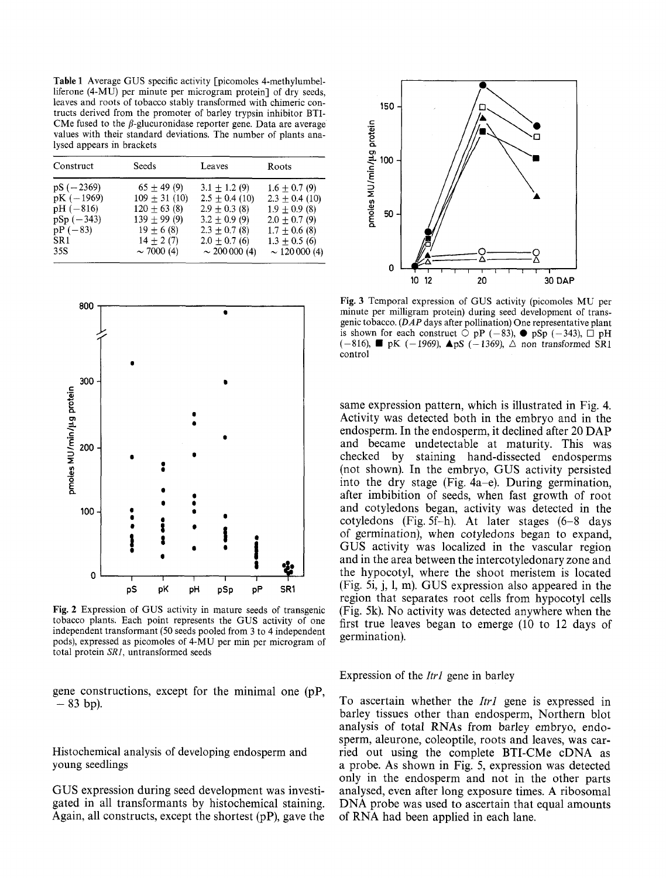**Table 1** Average GUS specific activity [picomoles 4-methylumbelliferone (4-MU) per minute per microgram protein] of dry seeds, leaves and roots of tobacco stably transformed with chimeric constructs derived from the promoter of barley trypsin inhibitor BTI-CMe fused to the $\beta$-glucuronidase reporter gene. Data are average values with their standard deviations. The number of plants analysed appears in brackets

| Construct | Seeds | Leaves | Roots |
|---|---|---|---|
| pS (−2369) | 65 ± 49 (9) | 3.1 ± 1.2 (9) | 1.6 ± 0.7 (9) |
| pK (−1969) | 109 ± 31 (10) | 2.5 ± 0.4 (10) | 2.3 ± 0.4 (10) |
| pH (−816) | 120 ± 63 (8) | 2.9 ± 0.3 (8) | 1.9 ± 0.9 (8) |
| pSp (−343) | 139 ± 99 (9) | 3.2 ± 0.9 (9) | 2.0 ± 0.7 (9) |
| pP (−83) | 19 ± 6 (8) | 2.3 ± 0.7 (8) | 1.7 ± 0.6 (8) |
| SR1 | 14 ± 2 (7) | 2.0 ± 0.7 (6) | 1.3 ± 0.5 (6) |
| 35S | ~ 7000 (4) | ~ 200 000 (4) | ~ 120 000 (4) |

**Fig. 2** Expression of GUS activity in mature seeds of transgenic tobacco plants. Each point represents the GUS activity of one independent transformant (50 seeds pooled from 3 to 4 independent pods), expressed as picomoles of 4-MU per min per microgram of total protein *SR1*, untransformed seeds

gene constructions, except for the minimal one (pP, − 83 bp).

## Histochemical analysis of developing endosperm and young seedlings

GUS expression during seed development was investigated in all transformants by histochemical staining. Again, all constructs, except the shortest (pP), gave the same expression pattern, which is illustrated in Fig. 4. Activity was detected both in the embryo and in the endosperm. In the endosperm, it declined after 20 DAP and became undetectable at maturity. This was checked by staining hand-dissected endosperms (not shown). In the embryo, GUS activity persisted into the dry stage (Fig. 4a–e). During germination, after imbibition of seeds, when fast growth of root and cotyledons began, activity was detected in the cotyledons (Fig. 5f–h). At later stages (6–8 days of germination), when cotyledons began to expand, GUS activity was localized in the vascular region and in the area between the intercotyledonary zone and the hypocotyl, where the shoot meristem is located (Fig. 5i, j, l, m). GUS expression also appeared in the region that separates root cells from hypocotyl cells (Fig. 5k). No activity was detected anywhere when the first true leaves began to emerge (10 to 12 days of germination).

**Fig. 3** Temporal expression of GUS activity (picomoles MU per minute per milligram protein) during seed development of transgenic tobacco. (*DAP* days after pollination) One representative plant is shown for each construct ○ pP (−83), ● pSp (−343), □ pH (−816), ■ pK (−1969), ▲pS (−1369), △ non transformed SR1 control

## Expression of the *Itr1* gene in barley

To ascertain whether the *Itr1* gene is expressed in barley tissues other than endosperm, Northern blot analysis of total RNAs from barley embryo, endosperm, aleurone, coleoptile, roots and leaves, was carried out using the complete BTI-CMe cDNA as a probe. As shown in Fig. 5, expression was detected only in the endosperm and not in the other parts analysed, even after long exposure times. A ribosomal DNA probe was used to ascertain that equal amounts of RNA had been applied in each lane.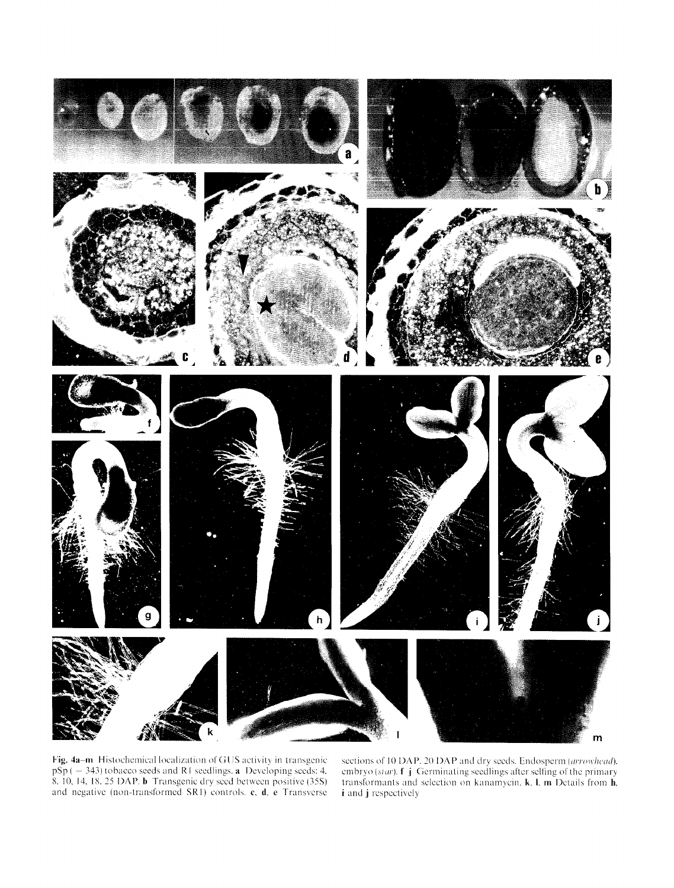**Fig. 4a–m** Histochemical localization of GUS activity in transgenic pSp (− 343) tobacco seeds and R1 seedlings. **a** Developing seeds: 4, 8, 10, 14, 18, 25 DAP. **b** Transgenic dry seed between positive (35S) and negative (non-transformed SR1) controls. **c**, **d**, **e** Transverse sections of 10 DAP, 20 DAP and dry seeds. Endosperm (*arrowhead*), embryo (*star*). **f**–**j** Germinating seedlings after selfing of the primary transformants and selection on kanamycin. **k**, **l**, **m** Details from **h**, **i** and **j** respectively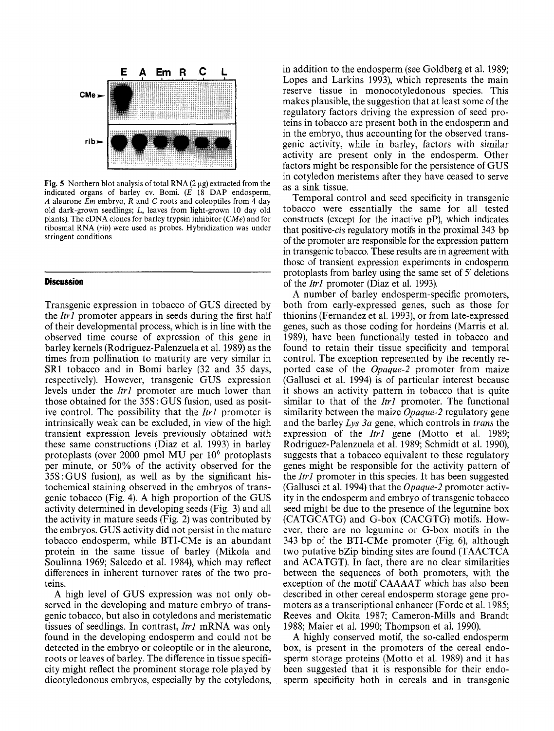E A Em R C L

CMe

rib

Fig. 5 Northern blot analysis of total RNA (2 μg) extracted from the indicated organs of barley cv. Bomi. (*E* 18 DAP endosperm, *A* aleurone *Em* embryo, *R* and *C* roots and coleoptiles from 4 day old dark-grown seedlings; *L*, leaves from light-grown 10 day old plants). The cDNA clones for barley trypsin inhibitor (*CMe*) and for ribosmal RNA (*rib*) were used as probes. Hybridization was under stringent conditions

## Discussion

Transgenic expression in tobacco of GUS directed by the *Itr1* promoter appears in seeds during the first half of their developmental process, which is in line with the observed time course of expression of this gene in barley kernels (Rodriguez-Palenzuela et al. 1989) as the times from pollination to maturity are very similar in SR1 tobacco and in Bomi barley (32 and 35 days, respectively). However, transgenic GUS expression levels under the *Itr1* promoter are much lower than those obtained for the 35S:GUS fusion, used as positive control. The possibility that the *Itr1* promoter is intrinsically weak can be excluded, in view of the high transient expression levels previously obtained with these same constructions (Diaz et al. 1993) in barley protoplasts (over 2000 pmol MU per $10^6$ protoplasts per minute, or 50% of the activity observed for the 35S:GUS fusion), as well as by the significant histochemical staining observed in the embryos of transgenic tobacco (Fig. 4). A high proportion of the GUS activity determined in developing seeds (Fig. 3) and all the activity in mature seeds (Fig. 2) was contributed by the embryos. GUS activity did not persist in the mature tobacco endosperm, while BTI-CMe is an abundant protein in the same tissue of barley (Mikola and Soulinna 1969; Salcedo et al. 1984), which may reflect differences in inherent turnover rates of the two proteins.

A high level of GUS expression was not only observed in the developing and mature embryo of transgenic tobacco, but also in cotyledons and meristematic tissues of seedlings. In contrast, *Itr1* mRNA was only found in the developing endosperm and could not be detected in the embryo or coleoptile or in the aleurone, roots or leaves of barley. The difference in tissue specificity might reflect the prominent storage role played by dicotyledonous embryos, especially by the cotyledons, in addition to the endosperm (see Goldberg et al. 1989; Lopes and Larkins 1993), which represents the main reserve tissue in monocotyledonous species. This makes plausible, the suggestion that at least some of the regulatory factors driving the expression of seed proteins in tobacco are present both in the endosperm and in the embryo, thus accounting for the observed transgenic activity, while in barley, factors with similar activity are present only in the endosperm. Other factors might be responsible for the persistence of GUS in cotyledon meristems after they have ceased to serve as a sink tissue.

Temporal control and seed specificity in transgenic tobacco were essentially the same for all tested constructs (except for the inactive pP), which indicates that positive-*cis* regulatory motifs in the proximal 343 bp of the promoter are responsible for the expression pattern in transgenic tobacco. These results are in agreement with those of transient expression experiments in endosperm protoplasts from barley using the same set of 5′ deletions of the *Itr1* promoter (Diaz et al. 1993).

A number of barley endosperm-specific promoters, both from early-expressed genes, such as those for thionins (Fernandez et al. 1993), or from late-expressed genes, such as those coding for hordeins (Marris et al. 1989), have been functionally tested in tobacco and found to retain their tissue specificity and temporal control. The exception represented by the recently reported case of the *Opaque-2* promoter from maize (Gallusci et al. 1994) is of particular interest because it shows an activity pattern in tobacco that is quite similar to that of the *Itr1* promoter. The functional similarity between the maize *Opaque-2* regulatory gene and the barley *Lys 3a* gene, which controls in *trans* the expression of the *Itr1* gene (Motto et al. 1989; Rodriguez-Palenzuela et al. 1989; Schmidt et al. 1990), suggests that a tobacco equivalent to these regulatory genes might be responsible for the activity pattern of the *Itr1* promoter in this species. It has been suggested (Gallusci et al. 1994) that the *Opaque-2* promoter activity in the endosperm and embryo of transgenic tobacco seed might be due to the presence of the legumine box (CATGCATG) and G-box (CACGTG) motifs. However, there are no legumine or G-box motifs in the 343 bp of the BTI-CMe promoter (Fig. 6), although two putative bZip binding sites are found (TAACTCA and ACATGT). In fact, there are no clear similarities between the sequences of both promoters, with the exception of the motif CAAAAT which has also been described in other cereal endosperm storage gene promoters as a transcriptional enhancer (Forde et al. 1985; Reeves and Okita 1987; Cameron-Mills and Brandt 1988; Maier et al. 1990; Thompson et al. 1990).

A highly conserved motif, the so-called endosperm box, is present in the promoters of the cereal endosperm storage proteins (Motto et al. 1989) and it has been suggested that it is responsible for their endosperm specificity both in cereals and in transgenic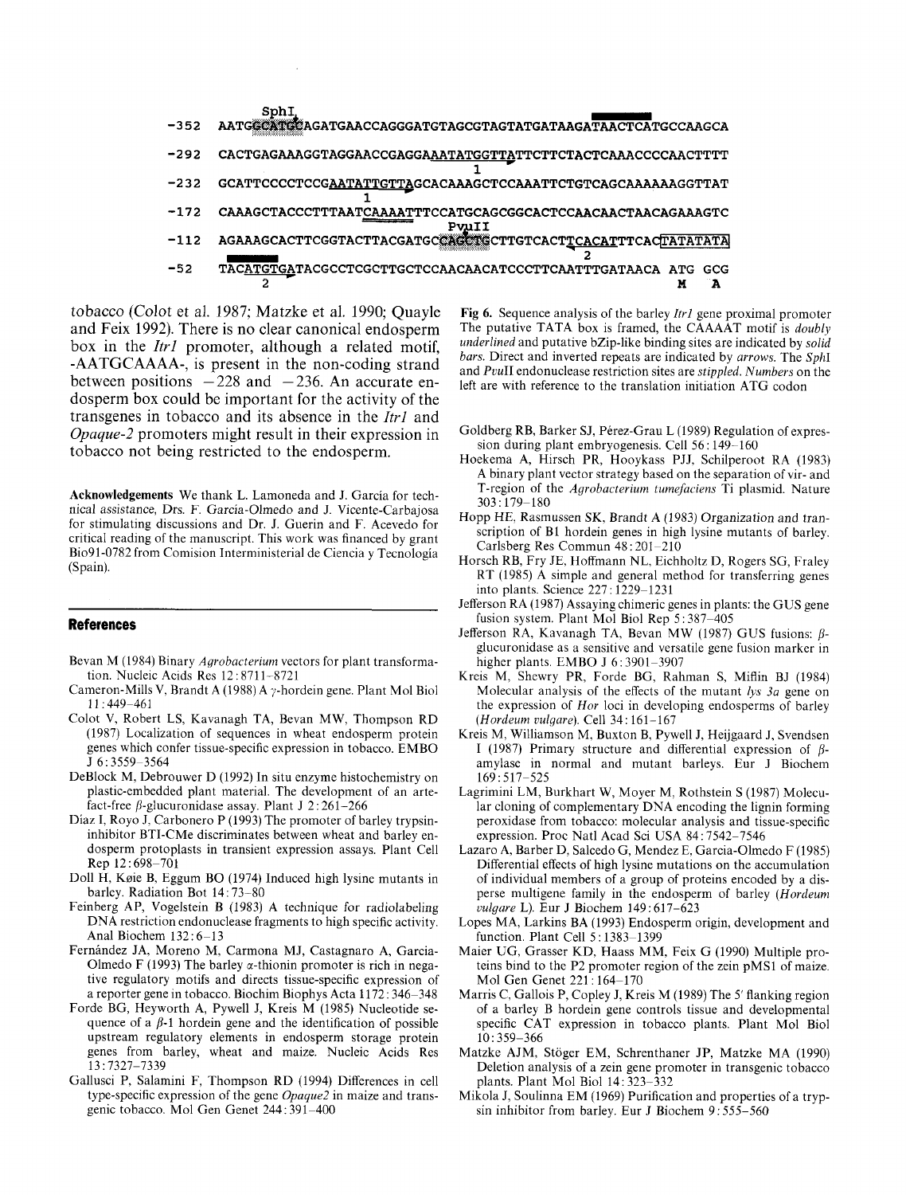```
     SphI
-352 AATGGCATGCAGATGAACCAGGGATGTAGCGTAGTATGATAAGATAACTCATGCCAAGCA

-292 CACTGAGAAAGGTAGGAACCGAGGAAATATGGTTATTCTTCTACTCAAACCCCAACTTTT
                                      1
-232 GCATTCCCCTCCGAATATTGTTAGCACAAAGCTCCAAATTCTGTCAGCAAAAAAGGTTAT
                   1
-172 CAAAGCTACCCTTTAATCAAAATTTCCATGCAGCGGCACTCCAACAACTAACAGAAAGTC
                                 PvuII
-112 AGAAAGCACTTCGGTACTTACGATGCCAGCTGCTTGTCACTTCACATTTCACTATATATA
                                                  2
-52  TACATGTGATACGCCTCGCTTGCTCCAACAACATCCCTTCAATTTGATAACA ATG GCG
        2                                                 M   A
```

Fig 6. Sequence analysis of the barley *Itr1* gene proximal promoter The putative TATA box is framed, the CAAAAT motif is *doubly underlined* and putative bZip-like binding sites are indicated by *solid bars*. Direct and inverted repeats are indicated by *arrows*. The *SphI* and *PvuII* endonuclease restriction sites are *stippled*. *Numbers* on the left are with reference to the translation initiation ATG codon

tobacco (Colot et al. 1987; Matzke et al. 1990; Quayle and Feix 1992). There is no clear canonical endosperm box in the *Itr1* promoter, although a related motif, -AATGCAAAA-, is present in the non-coding strand between positions −228 and −236. An accurate endosperm box could be important for the activity of the transgenes in tobacco and its absence in the *Itr1* and *Opaque-2* promoters might result in their expression in tobacco not being restricted to the endosperm.

**Acknowledgements** We thank L. Lamoneda and J. García for technical assistance, Drs. F. García-Olmedo and J. Vicente-Carbajosa for stimulating discussions and Dr. J. Guerin and F. Acevedo for critical reading of the manuscript. This work was financed by grant Bio91-0782 from Comision Interministerial de Ciencia y Tecnología (Spain).

## References

Bevan M (1984) Binary *Agrobacterium* vectors for plant transformation. Nucleic Acids Res 12:8711–8721

Cameron-Mills V, Brandt A (1988) A γ-hordein gene. Plant Mol Biol 11:449–461

Colot V, Robert LS, Kavanagh TA, Bevan MW, Thompson RD (1987) Localization of sequences in wheat endosperm protein genes which confer tissue-specific expression in tobacco. EMBO J 6:3559–3564

DeBlock M, Debrouwer D (1992) In situ enzyme histochemistry on plastic-embedded plant material. The development of an artefact-free β-glucuronidase assay. Plant J 2:261–266

Díaz I, Royo J, Carbonero P (1993) The promoter of barley trypsin-inhibitor BTI-CMe discriminates between wheat and barley endosperm protoplasts in transient expression assays. Plant Cell Rep 12:698–701

Doll H, Køie B, Eggum BO (1974) Induced high lysine mutants in barley. Radiation Bot 14:73–80

Feinberg AP, Vogelstein B (1983) A technique for radiolabeling DNA restriction endonuclease fragments to high specific activity. Anal Biochem 132:6–13

Fernández JA, Moreno M, Carmona MJ, Castagnaro A, García-Olmedo F (1993) The barley α-thionin promoter is rich in negative regulatory motifs and directs tissue-specific expression of a reporter gene in tobacco. Biochim Biophys Acta 1172:346–348

Forde BG, Heyworth A, Pywell J, Kreis M (1985) Nucleotide sequence of a β-1 hordein gene and the identification of possible upstream regulatory elements in endosperm storage protein genes from barley, wheat and maize. Nucleic Acids Res 13:7327–7339

Gallusci P, Salamini F, Thompson RD (1994) Differences in cell type-specific expression of the gene *Opaque2* in maize and transgenic tobacco. Mol Gen Genet 244:391–400

Goldberg RB, Barker SJ, Pérez-Grau L (1989) Regulation of expression during plant embryogenesis. Cell 56:149–160

Hoekema A, Hirsch PR, Hooykass PJJ, Schilperoot RA (1983) A binary plant vector strategy based on the separation of vir- and T-region of the *Agrobacterium tumefaciens* Ti plasmid. Nature 303:179–180

Hopp HE, Rasmussen SK, Brandt A (1983) Organization and transcription of B1 hordein genes in high lysine mutants of barley. Carlsberg Res Commun 48:201–210

Horsch RB, Fry JE, Hoffmann NL, Eichholtz D, Rogers SG, Fraley RT (1985) A simple and general method for transferring genes into plants. Science 227:1229–1231

Jefferson RA (1987) Assaying chimeric genes in plants: the GUS gene fusion system. Plant Mol Biol Rep 5:387–405

Jefferson RA, Kavanagh TA, Bevan MW (1987) GUS fusions: β-glucuronidase as a sensitive and versatile gene fusion marker in higher plants. EMBO J 6:3901–3907

Kreis M, Shewry PR, Forde BG, Rahman S, Miflin BJ (1984) Molecular analysis of the effects of the mutant *lys 3a* gene on the expression of *Hor* loci in developing endosperms of barley (*Hordeum vulgare*). Cell 34:161–167

Kreis M, Williamson M, Buxton B, Pywell J, Heijgaard J, Svendsen I (1987) Primary structure and differential expression of β-amylase in normal and mutant barleys. Eur J Biochem 169:517–525

Lagrimini LM, Burkhart W, Moyer M, Rothstein S (1987) Molecular cloning of complementary DNA encoding the lignin forming peroxidase from tobacco: molecular analysis and tissue-specific expression. Proc Natl Acad Sci USA 84:7542–7546

Lazaro A, Barber D, Salcedo G, Mendez E, Garcia-Olmedo F (1985) Differential effects of high lysine mutations on the accumulation of individual members of a group of proteins encoded by a disperse multigene family in the endosperm of barley (*Hordeum vulgare* L). Eur J Biochem 149:617–623

Lopes MA, Larkins BA (1993) Endosperm origin, development and function. Plant Cell 5:1383–1399

Maier UG, Grasser KD, Haass MM, Feix G (1990) Multiple proteins bind to the P2 promoter region of the zein pMS1 of maize. Mol Gen Genet 221:164–170

Marris C, Gallois P, Copley J, Kreis M (1989) The 5′ flanking region of a barley B hordein gene controls tissue and developmental specific CAT expression in tobacco plants. Plant Mol Biol 10:359–366

Matzke AJM, Stöger EM, Schrenthaner JP, Matzke MA (1990) Deletion analysis of a zein gene promoter in transgenic tobacco plants. Plant Mol Biol 14:323–332

Mikola J, Soulinna EM (1969) Purification and properties of a trypsin inhibitor from barley. Eur J Biochem 9:555–560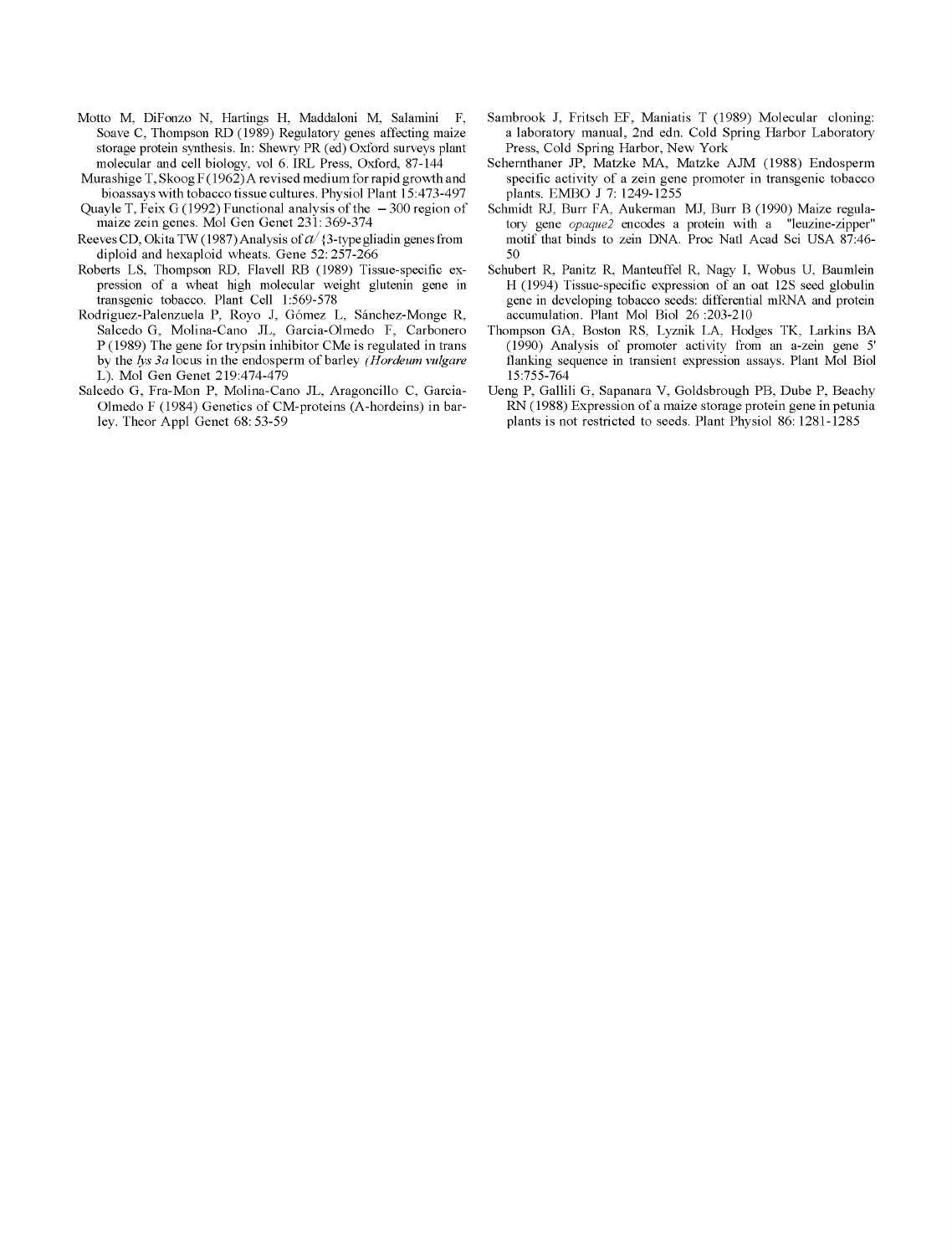Motto M, DiFonzo N, Hartings H, Maddaloni M, Salamini F, Soave C, Thompson RD (1989) Regulatory genes affecting maize storage protein synthesis. In: Shewry PR (ed) Oxford surveys plant molecular and cell biology, vol 6. IRL Press, Oxford, 87-144

Murashige T, Skoog F (1962) A revised medium for rapid growth and bioassays with tobacco tissue cultures. Physiol Plant 15:473-497

Quayle T, Feix G (1992) Functional analysis of the $-300$ region of maize zein genes. Mol Gen Genet 231: 369-374

Reeves CD, Okita TW (1987) Analysis of $\alpha/\beta$-type gliadin genes from diploid and hexaploid wheats. Gene 52: 257-266

Roberts LS, Thompson RD, Flavell RB (1989) Tissue-specific expression of a wheat high molecular weight glutenin gene in transgenic tobacco. Plant Cell 1:569-578

Rodriguez-Palenzuela P, Royo J, Gómez L, Sánchez-Monge R, Salcedo G, Molina-Cano JL, Garcia-Olmedo F, Carbonero P (1989) The gene for trypsin inhibitor CMe is regulated in trans by the *lys 3a* locus in the endosperm of barley *(Hordeum vulgare* L). Mol Gen Genet 219:474-479

Salcedo G, Fra-Mon P, Molina-Cano JL, Aragoncillo C, Garcia-Olmedo F (1984) Genetics of CM-proteins (A-hordeins) in barley. Theor Appl Genet 68: 53-59

Sambrook J, Fritsch EF, Maniatis T (1989) Molecular cloning: a laboratory manual, 2nd edn. Cold Spring Harbor Laboratory Press, Cold Spring Harbor, New York

Schernthaner JP, Matzke MA, Matzke AJM (1988) Endosperm specific activity of a zein gene promoter in transgenic tobacco plants. EMBO J 7: 1249-1255

Schmidt RJ, Burr FA, Aukerman MJ, Burr B (1990) Maize regulatory gene *opaque2* encodes a protein with a "leuzine-zipper" motif that binds to zein DNA. Proc Natl Acad Sci USA 87:46-50

Schubert R, Panitz R, Manteuffel R, Nagy I, Wobus U, Baumlein H (1994) Tissue-specific expression of an oat 12S seed globulin gene in developing tobacco seeds: differential mRNA and protein accumulation. Plant Mol Biol 26 :203-210

Thompson GA, Boston RS, Lyznik LA, Hodges TK, Larkins BA (1990) Analysis of promoter activity from an a-zein gene 5' flanking sequence in transient expression assays. Plant Mol Biol 15:755-764

Ueng P, Gallili G, Sapanara V, Goldsbrough PB, Dube P, Beachy RN (1988) Expression of a maize storage protein gene in petunia plants is not restricted to seeds. Plant Physiol 86: 1281-1285